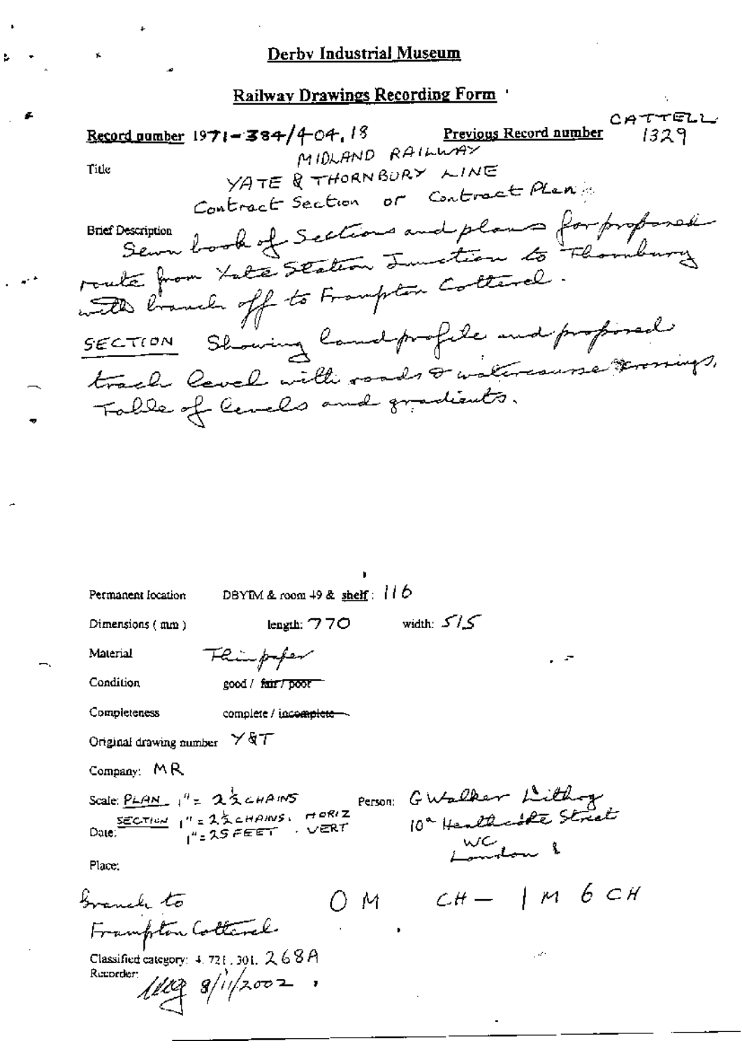# Derby Industrial Museum

## Railway Drawings Recording Form

**Record number** 1971-384/404.18 **Previous Record number** CATTELL 1329

**Title**
MIDLAND RAILWAY
YATE & THORNBURY LINE
Contract Section or Contract Plan

**Brief Description**
Sewn book of Sections and plans for proposed route from Yate Station Junction to Thornbury with branch off to Frampton Cotterel.
SECTION Showing land profile and proposed track level with roads & watercourse crossings, Table of levels and gradients.

Permanent location DBYIM & room 49 & shelf: 116

Dimensions (mm) length: 770 width: 515

Material Thinpaper

Condition good / ~~fair / poor~~

Completeness complete / ~~incomplete~~

Original drawing number Y&T

Company: MR

Scale: PLAN 1" = 2½ CHAINS
SECTION 1" = 2½ CHAINS. HORIZ
1" = 25 FEET . VERT

Person: G Walker Lithog
10a Heathcote Street
WC London

Date:

Place:

Branch to Frampton Cotterel 0 M CH – 1 M 6 CH

Classified category: 4.721.301. 268A

Recorder: [signature] 8/11/2002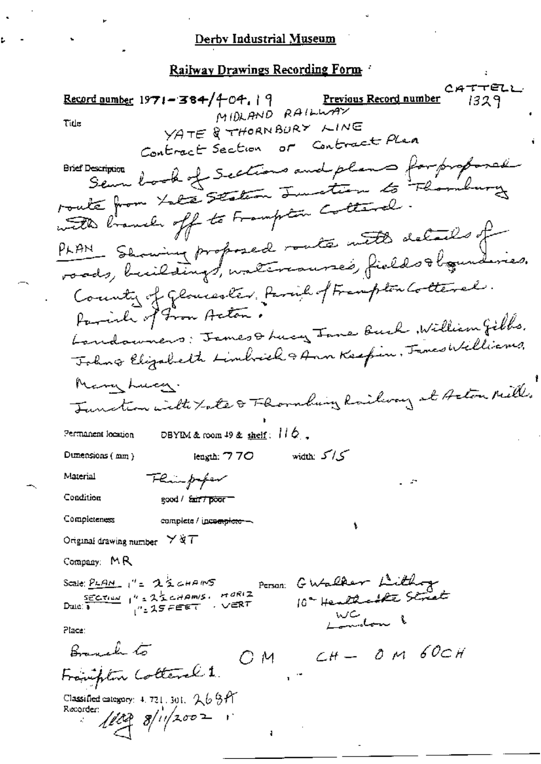Derby Industrial Museum

## Railway Drawings Recording Form

**Record number** 1971-384/404.19 **Previous Record number** CATTELL 1329

**Title** MIDLAND RAILWAY
YATE & THORNBURY LINE
Contract Section or Contract Plan

**Brief Description**
Sewn book of Sections and plans for proposed route from Yate Station Junction to Thornbury with branch off to Frampton Cotterel.
PLAN Showing proposed route with details of roads, buildings, watercourses, fields & boundaries.
County of Gloucester. Parish of Frampton Cotterel.
Parish of Iron Acton.
Landowners: James & Lucy Jane Bush, William Gibbs. John & Elizabeth Limbrick & Ann Keepin. James Williams. Mary Lucy.
Junction with Yate & Thornbury Railway at Acton Mill.

**Permanent location** DBYIM & room 49 & shelf: 116.

**Dimensions (mm)** length: 770 width: 515

**Material** Flimpaper

**Condition** good / ~~fair / poor~~

**Completeness** complete / ~~incomplete~~

**Original drawing number** Y & T

**Company:** MR

**Scale:** PLAN 1" = 2½ CHAINS
SECTION 1" = 2½ CHAINS. HORIZ
1" = 25 FEET. VERT

**Date:**

**Person:** G Walker Lithog
10a Heathcote Street
WC
London

**Place:**
Branch to Frampton Cotterel 1. OM CH – OM 60CH

**Classified category:** 4.721.301. 268A

**Recorder:** [initials] 8/11/2002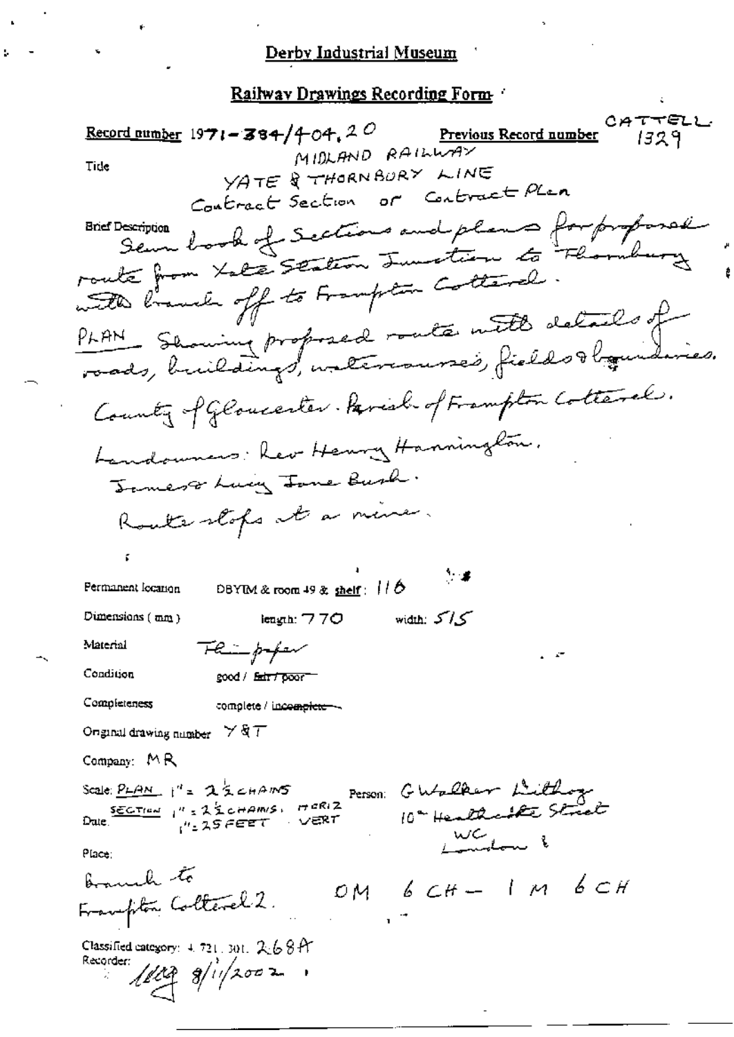# Derby Industrial Museum

## Railway Drawings Recording Form

**Record number** 1971-384/404.20 **Previous Record number** CATTELL 1329

**Title**
MIDLAND RAILWAY
YATE & THORNBURY LINE
Contract Section or Contract Plan

**Brief Description**
Sewn book of sections and plans for proposed route from Yate Station Junction to Thornbury with branch off to Frampton Cotterell.

PLAN Showing proposed route with details of roads, buildings, watercourses, fields & boundaries.

County of Gloucester. Parish of Frampton Cotterell.

Landowners: Rev Henry Hannington.
James & Lucy Jane Bush.

Route stops at a mine.

Permanent location DBYIM & room 49 & shelf: 116

Dimensions (mm) length: 770 width: 515

Material Thin paper

Condition good / ~~fair / poor~~

Completeness complete / ~~incomplete~~

Original drawing number Y & T

Company: MR

Scale: PLAN 1" = 2½ CHAINS
SECTION 1" = 2½ CHAINS, HORIZ
1" = 25 FEET VERT

Person: G Walker Lithog
10 Heathcote Street
WC
London

Date

Place:

Branch to Frampton Cotterel 2. 0M 6CH – 1M 6CH

Classified category: 4.721.301.268A

Recorder: [signature] 8/11/2002